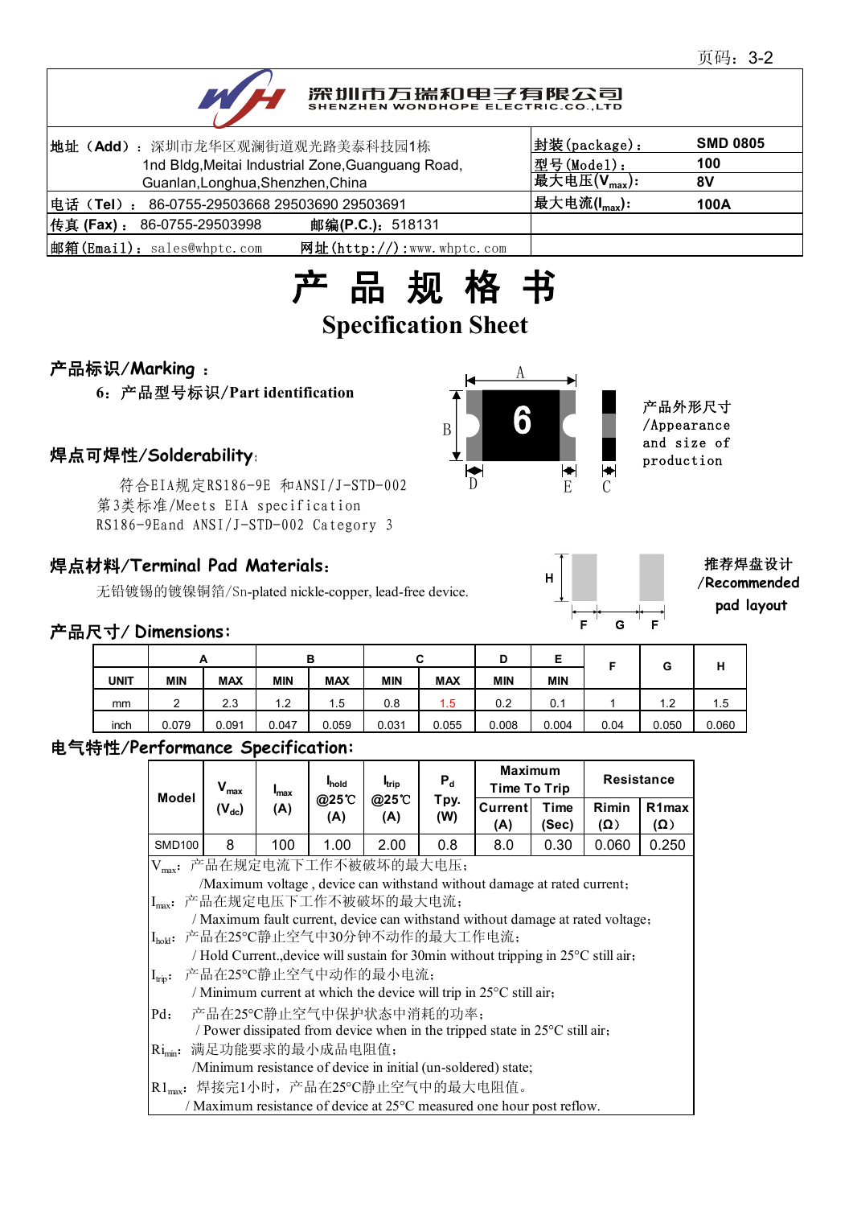深圳市万瑞和电子有限公司
SHENZHEN WONDHOPE ELECTRIC.CO.,LTD

| 地址（Add）：深圳市龙华区观澜街道观光路美泰科技园1栋 1nd Bldg,Meitai Industrial Zone,Guanguang Road, Guanlan,Longhua,Shenzhen,China | 封装(package)： | SMD 0805 |
|---|---|---|
| | 型号(Model)： | 100 |
| | 最大电压($V_{max}$)： | 8V |
| 电话（Tel）： 86-0755-29503668 29503690 29503691 | 最大电流($I_{max}$)： | 100A |
| 传真 (Fax)： 86-0755-29503998 邮编(P.C.)：518131 | | |
| 邮箱(Email)：sales@whptc.com 网址(http://):www.whptc.com | | |

# 产 品 规 格 书

# Specification Sheet

## 产品标识/Marking ：

6：产品型号标识/Part identification

产品外形尺寸/Appearance and size of production

## 焊点可焊性/Solderability:

符合EIA规定RS186-9E 和ANSI/J-STD-002第3类标准/Meets EIA specification RS186-9Eand ANSI/J-STD-002 Category 3

## 焊点材料/Terminal Pad Materials:

无铅镀锡的镀镍铜箔/Sn-plated nickle-copper, lead-free device.

推荐焊盘设计/Recommended pad layout

## 产品尺寸/ Dimensions:

| | A | | B | | C | | D | E | F | G | H |
|---|---|---|---|---|---|---|---|---|---|---|---|
| UNIT | MIN | MAX | MIN | MAX | MIN | MAX | MIN | MIN | | | |
| mm | 2 | 2.3 | 1.2 | 1.5 | 0.8 | 1.5 | 0.2 | 0.1 | 1 | 1.2 | 1.5 |
| inch | 0.079 | 0.091 | 0.047 | 0.059 | 0.031 | 0.055 | 0.008 | 0.004 | 0.04 | 0.050 | 0.060 |

## 电气特性/Performance Specification:

| Model | $V_{max}$ ($V_{dc}$) | $I_{max}$ (A) | $I_{hold}$ @25℃ (A) | $I_{trip}$ @25℃ (A) | $P_d$ Tpy. (W) | Maximum Time To Trip | | Resistance | |
|---|---|---|---|---|---|---|---|---|---|
| | | | | | | Current (A) | Time (Sec) | Rimin (Ω) | R1max (Ω) |
| SMD100 | 8 | 100 | 1.00 | 2.00 | 0.8 | 8.0 | 0.30 | 0.060 | 0.250 |

$V_{max}$：产品在规定电流下工作不被破坏的最大电压；
/Maximum voltage , device can withstand without damage at rated current;

$I_{max}$：产品在规定电压下工作不被破坏的最大电流；
/ Maximum fault current, device can withstand without damage at rated voltage;

$I_{hold}$：产品在25°C静止空气中30分钟不动作的最大工作电流；
/ Hold Current.,device will sustain for 30min without tripping in 25°C still air;

$I_{trip}$：产品在25°C静止空气中动作的最小电流；
/ Minimum current at which the device will trip in 25°C still air;

Pd：产品在25°C静止空气中保护状态中消耗的功率；
/ Power dissipated from device when in the tripped state in 25°C still air;

$Ri_{min}$：满足功能要求的最小成品电阻值；
/Minimum resistance of device in initial (un-soldered) state;

$R1_{max}$：焊接完1小时，产品在25°C静止空气中的最大电阻值。
/ Maximum resistance of device at 25°C measured one hour post reflow.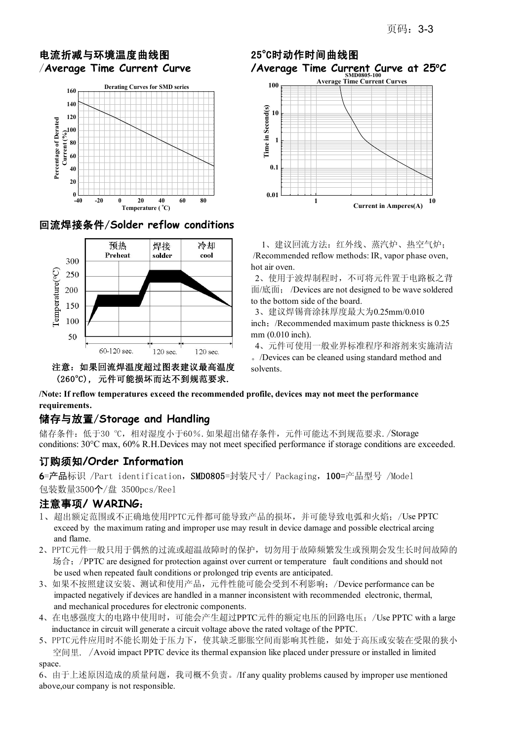## 电流折减与环境温度曲线图 /Average Time Current Curve

Derating Curves for SMD series

Percentage of Derated Current (%)

160
140
120
100
80
60
40
20
0

-40 -20 0 20 40 60 80

Temperature (°C)

## 25°C时动作时间曲线图 /Average Time Current Curve at 25°C

SMD0805-100

Average Time Current Curves

Time in Second(s)

100
10
1
0.1
0.01

1 10

Current in Amperes(A)

## 回流焊接条件/Solder reflow conditions

预热 Preheat | 焊接 solder | 冷却 cool

Temperature(°C)

300
250
200
150
100
50

60-120 sec. 120 sec. 120 sec.

**注意：如果回流焊温度超过图表建议最高温度（260°C），元件可能损坏而达不到规范要求.**

1、建议回流方法：红外线、蒸汽炉、热空气炉；/Recommended reflow methods: IR, vapor phase oven, hot air oven.

2、使用于波焊制程时，不可将元件置于电路板之背面/底面； /Devices are not designed to be wave soldered to the bottom side of the board.

3、建议焊锡膏涂抹厚度最大为0.25mm/0.010 inch；/Recommended maximum paste thickness is 0.25 mm (0.010 inch).

4、元件可使用一般业界标准程序和溶剂来实施清洁。/Devices can be cleaned using standard method and solvents.

**/Note: If reflow temperatures exceed the recommended profile, devices may not meet the performance requirements.**

## 储存与放置/Storage and Handling

储存条件：低于30 ℃，相对湿度小于60%.如果超出储存条件，元件可能达不到规范要求./Storage conditions: 30°C max, 60% R.H.Devices may not meet specified performance if storage conditions are exceeded.

## 订购须知/Order Information

**6**=产品标识 /Part identification，**SMD0805**=封装尺寸/ Packaging，**100**=产品型号 /Model

包装数量3500个/盘 3500pcs/Reel

## 注意事项/ WARING：

1、超出额定范围或不正确地使用PPTC元件都可能导致产品的损坏，并可能导致电弧和火焰；/Use PPTC exceed by the maximum rating and improper use may result in device damage and possible electrical arcing and flame.

2、PPTC元件一般只用于偶然的过流或超温故障时的保护，切勿用于故障频繁发生或预期会发生长时间故障的场合；/PPTC are designed for protection against over current or temperature fault conditions and should not be used when repeated fault conditions or prolonged trip events are anticipated.

3、如果不按照建议安装、测试和使用产品，元件性能可能会受到不利影响；/Device performance can be impacted negatively if devices are handled in a manner inconsistent with recommended electronic, thermal, and mechanical procedures for electronic components.

4、在电感强度大的电路中使用时，可能会产生超过PPTC元件的额定电压的回路电压；/Use PPTC with a large inductance in circuit will generate a circuit voltage above the rated voltage of the PPTC.

5、PPTC元件应用时不能长期处于压力下，使其缺乏膨胀空间而影响其性能，如处于高压或安装在受限的狭小空间里. /Avoid impact PPTC device its thermal expansion like placed under pressure or installed in limited space.

6、由于上述原因造成的质量问题，我司概不负责。/If any quality problems caused by improper use mentioned above,our company is not responsible.